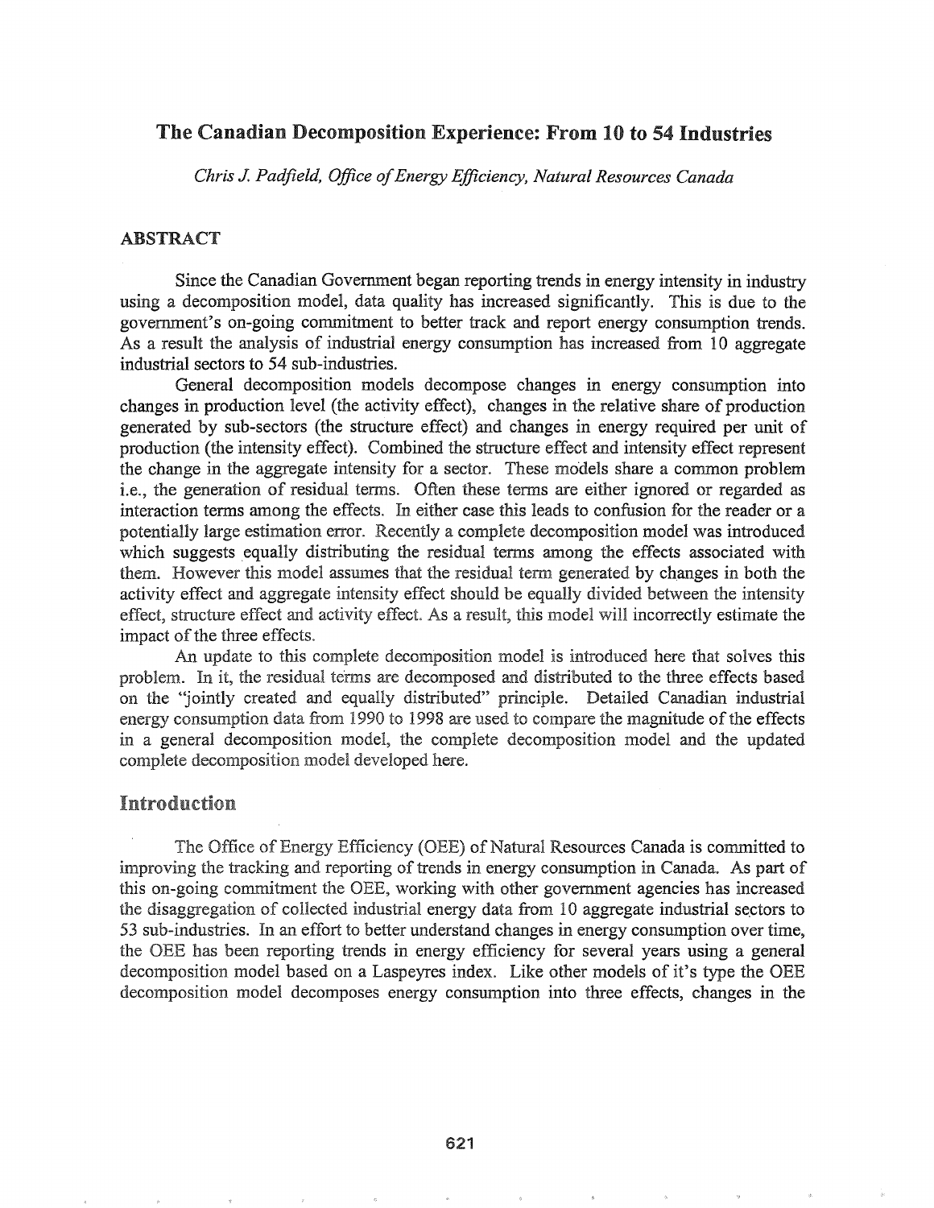# The Canadian Decomposition Experience: From 10 to 54 Industries

*Chris J. Padfield, Office of Energy Efficiency, Natural Resources Canada*

## ABSTRACT

Since the Canadian Government began reporting trends in energy intensity in industry using a decomposition model, data quality has increased significantly. This is due to the government's on-going commitment to better track and report energy consumption trends. As a result the analysis of industrial energy consumption has increased from 10 aggregate industrial sectors to 54 sub-industries.

General decomposition models decompose changes in energy consumption into changes in production level (the activity effect), changes in the relative share of production generated by sub-sectors (the structure effect) and changes in energy required per unit of production (the intensity effect). Combined the structure effect and intensity effect represent the change in the aggregate intensity for a sector. These models share a common problem i.e., the generation of residual terms. Often these terms are either ignored or regarded as interaction terms among the effects. In either case this leads to confusion for the reader or a potentially large estimation error. Recently a complete decomposition model was introduced which suggests equally distributing the residual terms among the effects associated with them. However this model assumes that the residual term generated by changes in both the activity effect and aggregate intensity effect should be equally divided between the intensity effect, structure effect and activity effect. As a result, this model will incorrectly estimate the impact of the three effects.

An update to this complete decomposition model is introduced here that solves this problem. In it, the residual terms are decomposed and distributed to the three effects based on the "jointly created and equally distributed" principle. Detailed Canadian industrial energy consumption data from 1990 to 1998 are used to compare the magnitude of the effects in a general decomposition model, the complete decomposition model and the updated complete decomposition model developed here.

## Introduction

The Office of Energy Efficiency (OEE) of Natural Resources Canada is committed to improving the tracking and reporting of trends in energy consumption in Canada. As part of this on-going commitment the OEE, working with other government agencies has increased the disaggregation of collected industrial energy data from 10 aggregate industrial sectors to 53 sub-industries. In an effort to better understand changes in energy consumption over time, the OEE has been reporting trends in energy efficiency for several years using a general decomposition model based on a Laspeyres index. Like other models of it's type the OEE decomposition model decomposes energy consumption into three effects, changes in the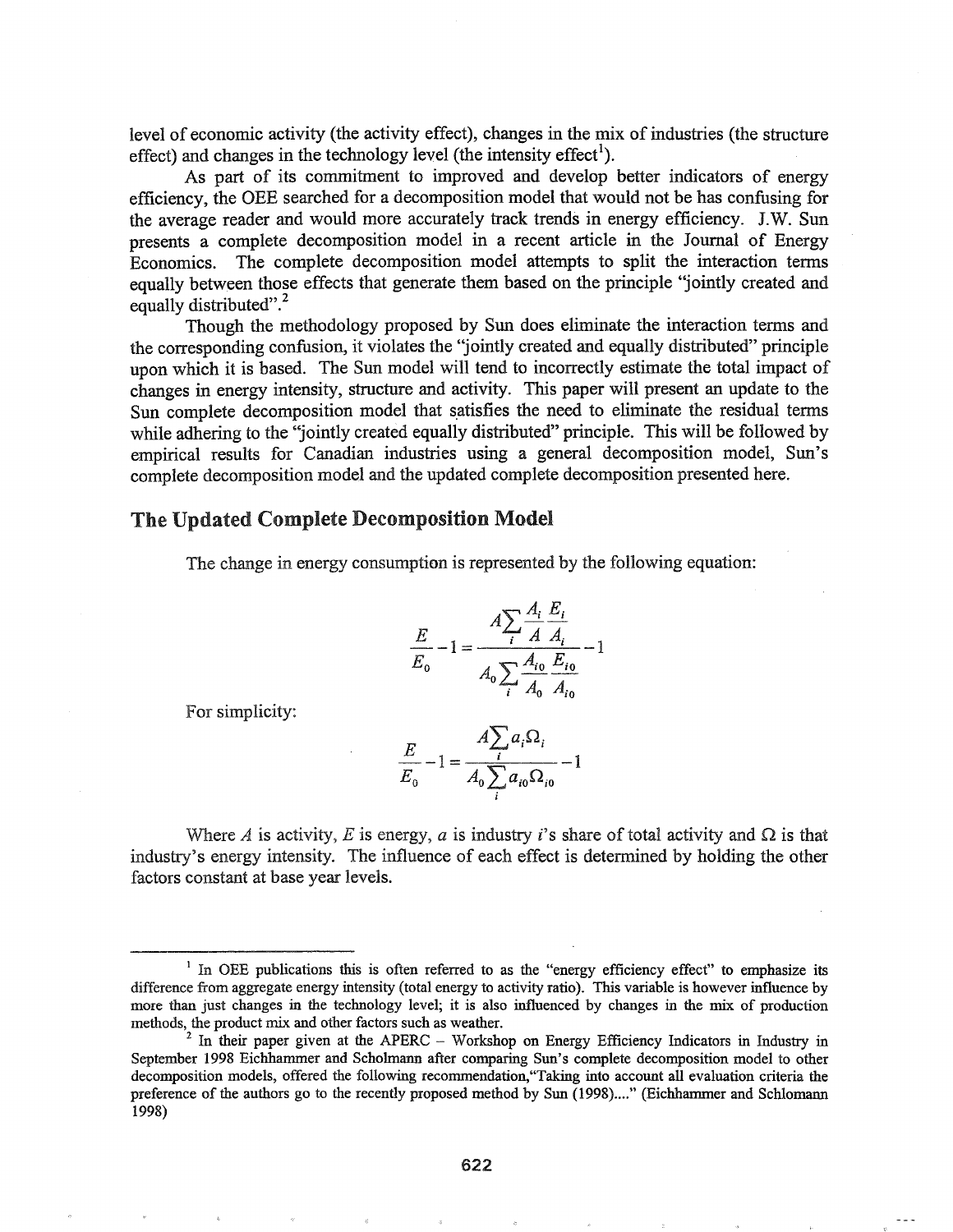level of economic activity (the activity effect), changes in the mix of industries (the structure effect) and changes in the technology level (the intensity effect[1]).

As part of its commitment to improved and develop better indicators of energy efficiency, the OEE searched for a decomposition model that would not be has confusing for the average reader and would more accurately track trends in energy efficiency. J.W. Sun presents a complete decomposition model in a recent article in the Journal of Energy Economics. The complete decomposition model attempts to split the interaction terms equally between those effects that generate them based on the principle "jointly created and equally distributed".[2]

Though the methodology proposed by Sun does eliminate the interaction terms and the corresponding confusion, it violates the "jointly created and equally distributed" principle upon which it is based. The Sun model will tend to incorrectly estimate the total impact of changes in energy intensity, structure and activity. This paper will present an update to the Sun complete decomposition model that satisfies the need to eliminate the residual terms while adhering to the "jointly created equally distributed" principle. This will be followed by empirical results for Canadian industries using a general decomposition model, Sun's complete decomposition model and the updated complete decomposition presented here.

## The Updated Complete Decomposition Model

The change in energy consumption is represented by the following equation:

$$\frac{E}{E_0} - 1 = \frac{A\sum_i \frac{A_i}{A}\frac{E_i}{A_i}}{A_0\sum_i \frac{A_{i0}}{A_0}\frac{E_{i0}}{A_{i0}}} - 1$$

For simplicity:

$$\frac{E}{E_0} - 1 = \frac{A\sum_i a_i \Omega_i}{A_0 \sum_i a_{i0}\Omega_{i0}} - 1$$

Where $A$ is activity, $E$ is energy, $a$ is industry $i$'s share of total activity and $\Omega$ is that industry's energy intensity. The influence of each effect is determined by holding the other factors constant at base year levels.

---

[1] In OEE publications this is often referred to as the "energy efficiency effect" to emphasize its difference from aggregate energy intensity (total energy to activity ratio). This variable is however influence by more than just changes in the technology level; it is also influenced by changes in the mix of production methods, the product mix and other factors such as weather.

[2] In their paper given at the APERC – Workshop on Energy Efficiency Indicators in Industry in September 1998 Eichhammer and Scholmann after comparing Sun's complete decomposition model to other decomposition models, offered the following recommendation,"Taking into account all evaluation criteria the preference of the authors go to the recently proposed method by Sun (1998)...." (Eichhammer and Schlomann 1998)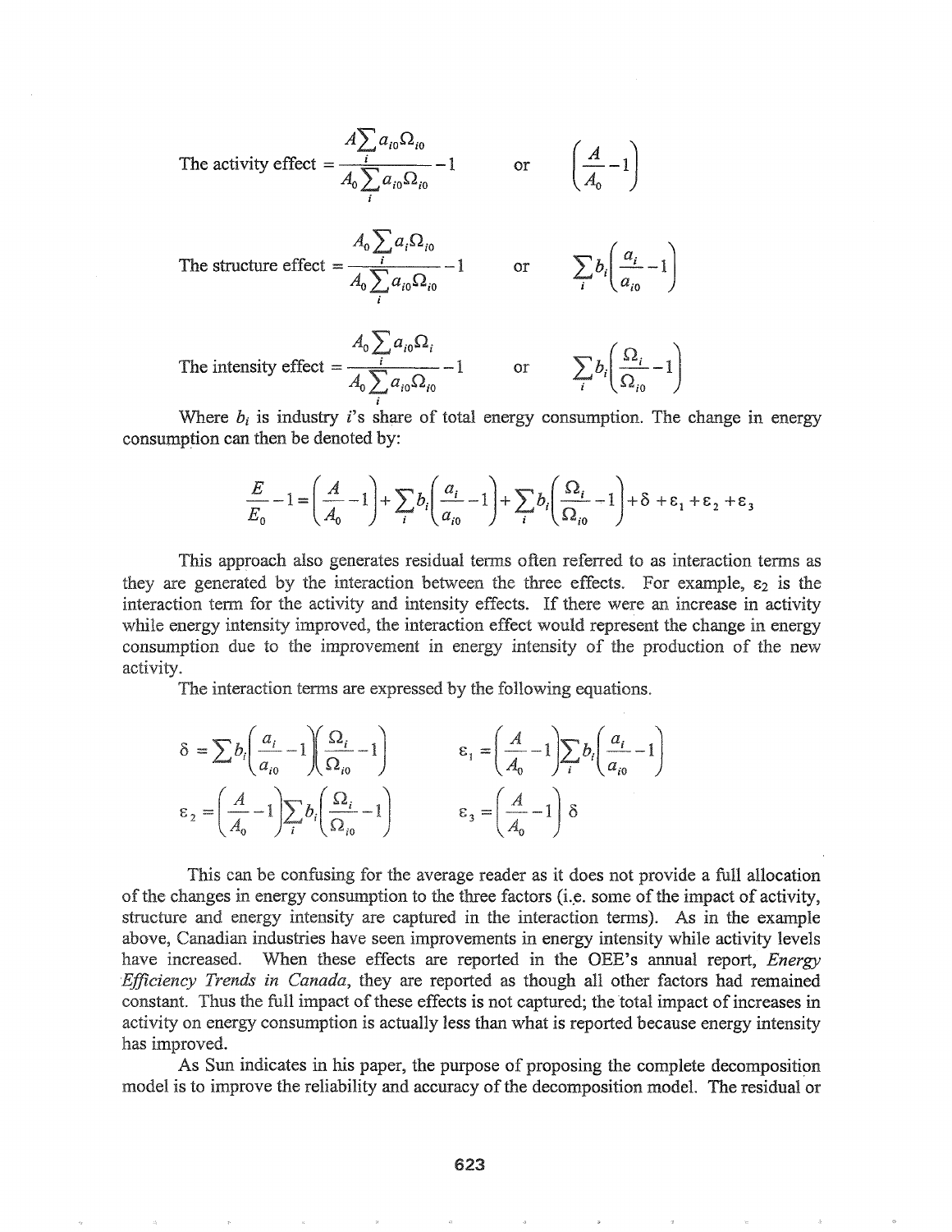$$\text{The activity effect} = \frac{A\sum_i a_{i0}\Omega_{i0}}{A_0\sum_i a_{i0}\Omega_{i0}} - 1 \qquad \text{or} \qquad \left(\frac{A}{A_0} - 1\right)$$

$$\text{The structure effect} = \frac{A_0\sum_i a_i\Omega_{i0}}{A_0\sum_i a_{i0}\Omega_{i0}} - 1 \qquad \text{or} \qquad \sum_i b_i\left(\frac{a_i}{a_{i0}} - 1\right)$$

$$\text{The intensity effect} = \frac{A_0\sum_i a_{i0}\Omega_i}{A_0\sum_i a_{i0}\Omega_{i0}} - 1 \qquad \text{or} \qquad \sum_i b_i\left(\frac{\Omega_i}{\Omega_{i0}} - 1\right)$$

Where $b_i$ is industry $i$'s share of total energy consumption. The change in energy consumption can then be denoted by:

$$\frac{E}{E_0} - 1 = \left(\frac{A}{A_0} - 1\right) + \sum_i b_i\left(\frac{a_i}{a_{i0}} - 1\right) + \sum_i b_i\left(\frac{\Omega_i}{\Omega_{i0}} - 1\right) + \delta + \varepsilon_1 + \varepsilon_2 + \varepsilon_3$$

This approach also generates residual terms often referred to as interaction terms as they are generated by the interaction between the three effects. For example, $\varepsilon_2$ is the interaction term for the activity and intensity effects. If there were an increase in activity while energy intensity improved, the interaction effect would represent the change in energy consumption due to the improvement in energy intensity of the production of the new activity.

The interaction terms are expressed by the following equations.

$$\delta = \sum_i b_i\left(\frac{a_i}{a_{i0}} - 1\right)\left(\frac{\Omega_i}{\Omega_{i0}} - 1\right) \qquad \varepsilon_1 = \left(\frac{A}{A_0} - 1\right)\sum_i b_i\left(\frac{a_i}{a_{i0}} - 1\right)$$

$$\varepsilon_2 = \left(\frac{A}{A_0} - 1\right)\sum_i b_i\left(\frac{\Omega_i}{\Omega_{i0}} - 1\right) \qquad \varepsilon_3 = \left(\frac{A}{A_0} - 1\right)\delta$$

This can be confusing for the average reader as it does not provide a full allocation of the changes in energy consumption to the three factors (i.e. some of the impact of activity, structure and energy intensity are captured in the interaction terms). As in the example above, Canadian industries have seen improvements in energy intensity while activity levels have increased. When these effects are reported in the OEE's annual report, *Energy Efficiency Trends in Canada*, they are reported as though all other factors had remained constant. Thus the full impact of these effects is not captured; the total impact of increases in activity on energy consumption is actually less than what is reported because energy intensity has improved.

As Sun indicates in his paper, the purpose of proposing the complete decomposition model is to improve the reliability and accuracy of the decomposition model. The residual or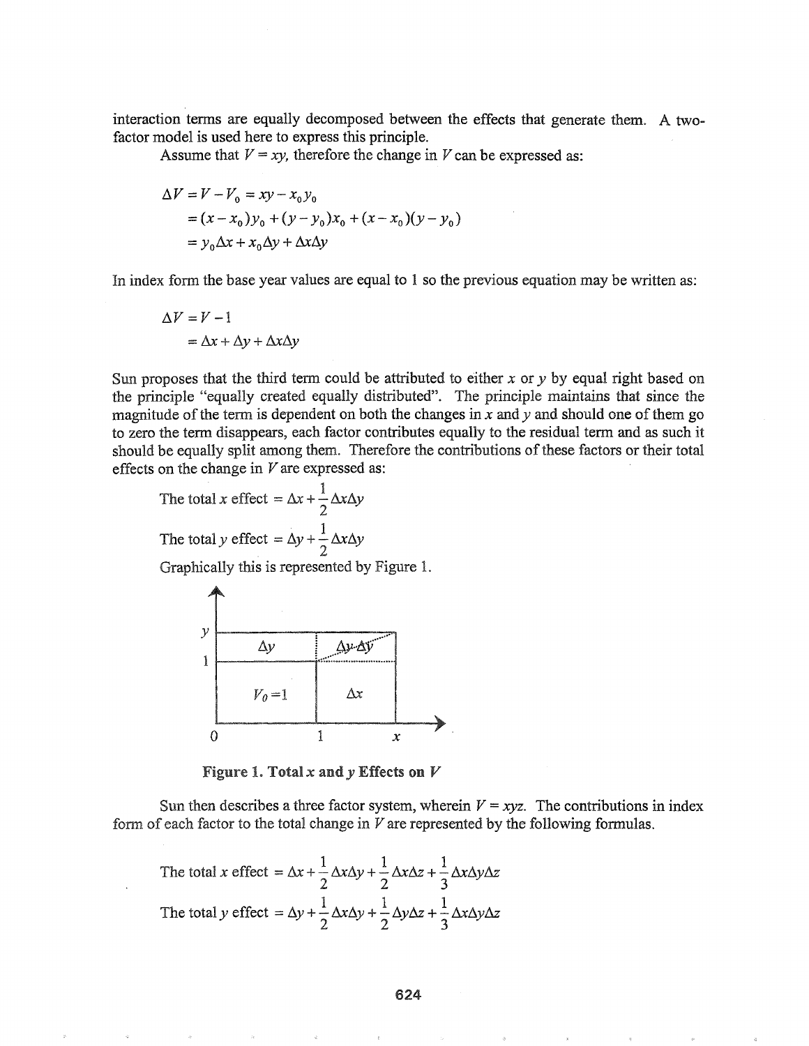interaction terms are equally decomposed between the effects that generate them. A two-factor model is used here to express this principle.

Assume that $V = xy$, therefore the change in $V$ can be expressed as:

$$
\begin{aligned}
\Delta V &= V - V_0 = xy - x_0 y_0 \\
&= (x - x_0)y_0 + (y - y_0)x_0 + (x - x_0)(y - y_0) \\
&= y_0 \Delta x + x_0 \Delta y + \Delta x \Delta y
\end{aligned}
$$

In index form the base year values are equal to 1 so the previous equation may be written as:

$$
\begin{aligned}
\Delta V &= V - 1 \\
&= \Delta x + \Delta y + \Delta x \Delta y
\end{aligned}
$$

Sun proposes that the third term could be attributed to either $x$ or $y$ by equal right based on the principle "equally created equally distributed". The principle maintains that since the magnitude of the term is dependent on both the changes in $x$ and $y$ and should one of them go to zero the term disappears, each factor contributes equally to the residual term and as such it should be equally split among them. Therefore the contributions of these factors or their total effects on the change in $V$ are expressed as:

$$\text{The total } x \text{ effect } = \Delta x + \frac{1}{2}\Delta x \Delta y$$

$$\text{The total } y \text{ effect } = \Delta y + \frac{1}{2}\Delta x \Delta y$$

Graphically this is represented by Figure 1.

**Figure 1. Total $x$ and $y$ Effects on $V$**

Sun then describes a three factor system, wherein $V = xyz$. The contributions in index form of each factor to the total change in $V$ are represented by the following formulas.

$$\text{The total } x \text{ effect } = \Delta x + \frac{1}{2}\Delta x \Delta y + \frac{1}{2}\Delta x \Delta z + \frac{1}{3}\Delta x \Delta y \Delta z$$

$$\text{The total } y \text{ effect } = \Delta y + \frac{1}{2}\Delta x \Delta y + \frac{1}{2}\Delta y \Delta z + \frac{1}{3}\Delta x \Delta y \Delta z$$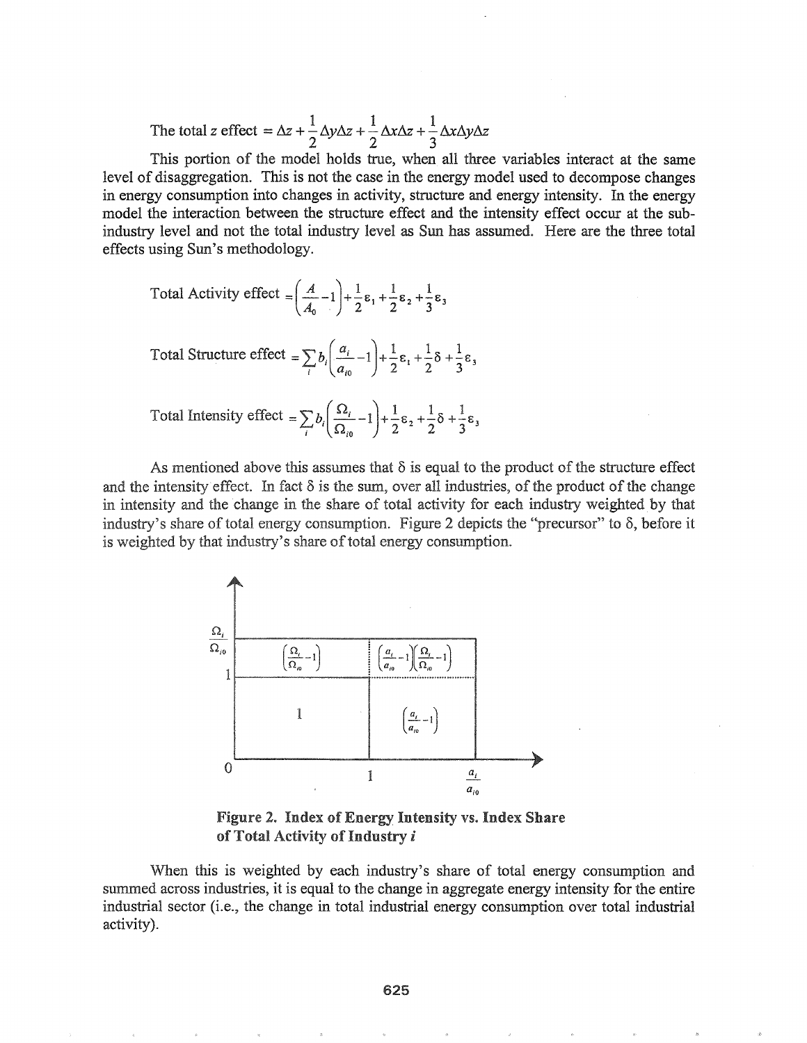$$\text{The total } z \text{ effect} = \Delta z + \frac{1}{2}\Delta y \Delta z + \frac{1}{2}\Delta x \Delta z + \frac{1}{3}\Delta x \Delta y \Delta z$$

This portion of the model holds true, when all three variables interact at the same level of disaggregation. This is not the case in the energy model used to decompose changes in energy consumption into changes in activity, structure and energy intensity. In the energy model the interaction between the structure effect and the intensity effect occur at the sub-industry level and not the total industry level as Sun has assumed. Here are the three total effects using Sun's methodology.

$$\text{Total Activity effect} = \left(\frac{A}{A_0} - 1\right) + \frac{1}{2}\varepsilon_1 + \frac{1}{2}\varepsilon_2 + \frac{1}{3}\varepsilon_3$$

$$\text{Total Structure effect} = \sum_i b_i \left(\frac{a_i}{a_{i0}} - 1\right) + \frac{1}{2}\varepsilon_1 + \frac{1}{2}\delta + \frac{1}{3}\varepsilon_3$$

$$\text{Total Intensity effect} = \sum_i b_i \left(\frac{\Omega_i}{\Omega_{i0}} - 1\right) + \frac{1}{2}\varepsilon_2 + \frac{1}{2}\delta + \frac{1}{3}\varepsilon_3$$

As mentioned above this assumes that $\delta$ is equal to the product of the structure effect and the intensity effect. In fact $\delta$ is the sum, over all industries, of the product of the change in intensity and the change in the share of total activity for each industry weighted by that industry's share of total energy consumption. Figure 2 depicts the "precursor" to $\delta$, before it is weighted by that industry's share of total energy consumption.

| | | |
|---|---|---|
| $\frac{\Omega_i}{\Omega_{i0}}$ | $\left(\frac{\Omega_i}{\Omega_{i0}} - 1\right)$ | $\left(\frac{a_i}{a_{i0}} - 1\right)\left(\frac{\Omega_i}{\Omega_{i0}} - 1\right)$ |
| 1 | 1 | $\left(\frac{a_i}{a_{i0}} - 1\right)$ |
| 0 | 1 | $\frac{a_i}{a_{i0}}$ |

**Figure 2. Index of Energy Intensity vs. Index Share of Total Activity of Industry *i***

When this is weighted by each industry's share of total energy consumption and summed across industries, it is equal to the change in aggregate energy intensity for the entire industrial sector (i.e., the change in total industrial energy consumption over total industrial activity).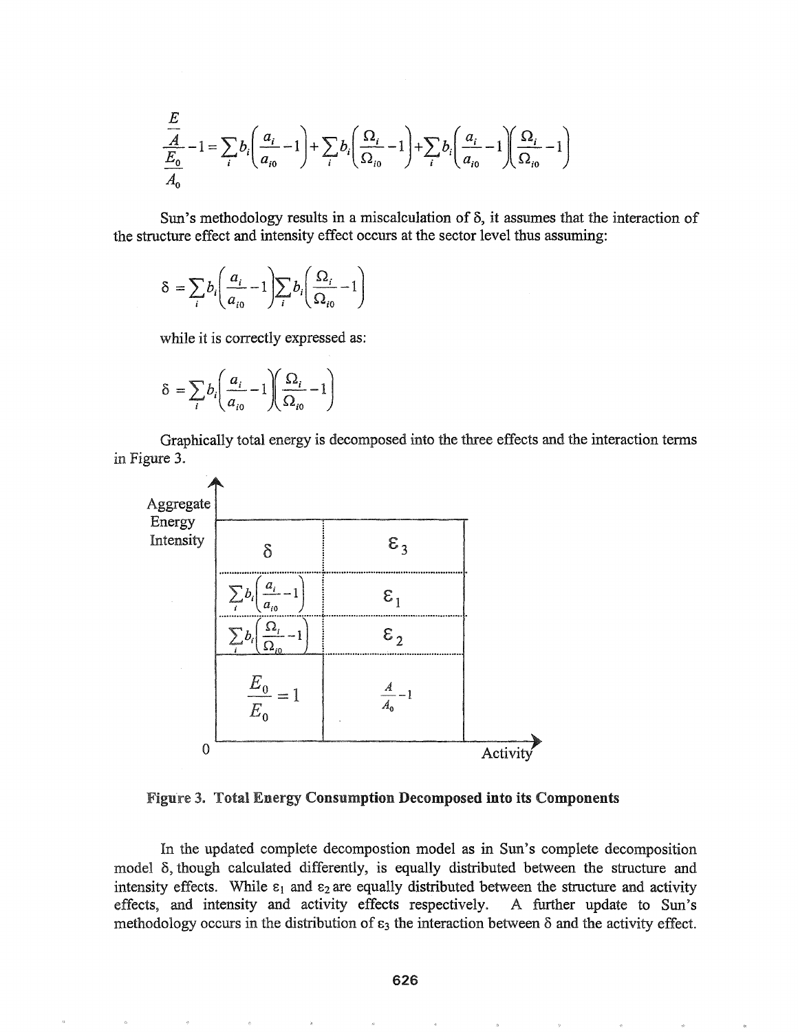$$\frac{\frac{E}{A}}{\frac{E_0}{A_0}} - 1 = \sum_i b_i\left(\frac{a_i}{a_{i0}} - 1\right) + \sum_i b_i\left(\frac{\Omega_i}{\Omega_{i0}} - 1\right) + \sum_i b_i\left(\frac{a_i}{a_{i0}} - 1\right)\left(\frac{\Omega_i}{\Omega_{i0}} - 1\right)$$

Sun's methodology results in a miscalculation of δ, it assumes that the interaction of the structure effect and intensity effect occurs at the sector level thus assuming:

$$\delta = \sum_i b_i\left(\frac{a_i}{a_{i0}} - 1\right)\sum_i b_i\left(\frac{\Omega_i}{\Omega_{i0}} - 1\right)$$

while it is correctly expressed as:

$$\delta = \sum_i b_i\left(\frac{a_i}{a_{i0}} - 1\right)\left(\frac{\Omega_i}{\Omega_{i0}} - 1\right)$$

Graphically total energy is decomposed into the three effects and the interaction terms in Figure 3.

| Aggregate Energy Intensity | |
|---|---|
| $\delta$ | $\varepsilon_3$ |
| $\sum_i b_i\left(\frac{a_i}{a_{i0}} - 1\right)$ | $\varepsilon_1$ |
| $\sum_i b_i\left(\frac{\Omega_i}{\Omega_{i0}} - 1\right)$ | $\varepsilon_2$ |
| $\frac{E_0}{E_0} = 1$ | $\frac{A}{A_0} - 1$ |

(Horizontal axis: Activity; origin: 0)

**Figure 3. Total Energy Consumption Decomposed into its Components**

In the updated complete decompostion model as in Sun's complete decomposition model δ, though calculated differently, is equally distributed between the structure and intensity effects. While $\varepsilon_1$ and $\varepsilon_2$ are equally distributed between the structure and activity effects, and intensity and activity effects respectively. A further update to Sun's methodology occurs in the distribution of $\varepsilon_3$ the interaction between δ and the activity effect.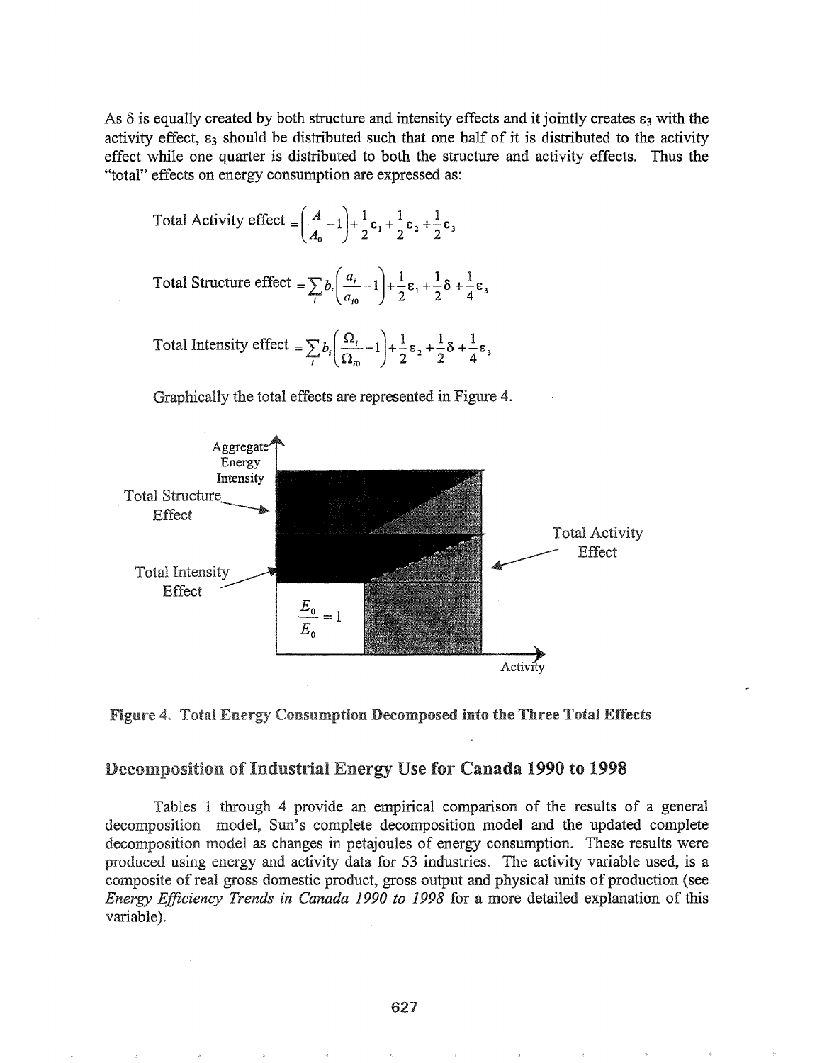As δ is equally created by both structure and intensity effects and it jointly creates $\varepsilon_3$ with the activity effect, $\varepsilon_3$ should be distributed such that one half of it is distributed to the activity effect while one quarter is distributed to both the structure and activity effects. Thus the "total" effects on energy consumption are expressed as:

$$\text{Total Activity effect} = \left(\frac{A}{A_0} - 1\right) + \frac{1}{2}\varepsilon_1 + \frac{1}{2}\varepsilon_2 + \frac{1}{2}\varepsilon_3$$

$$\text{Total Structure effect} = \sum_i b_i\left(\frac{a_i}{a_{i0}} - 1\right) + \frac{1}{2}\varepsilon_1 + \frac{1}{2}\delta + \frac{1}{4}\varepsilon_3$$

$$\text{Total Intensity effect} = \sum_i b_i\left(\frac{\Omega_i}{\Omega_{i0}} - 1\right) + \frac{1}{2}\varepsilon_2 + \frac{1}{2}\delta + \frac{1}{4}\varepsilon_3$$

Graphically the total effects are represented in Figure 4.

Aggregate Energy Intensity

Total Structure Effect

Total Intensity Effect

Total Activity Effect

$\frac{E_0}{E_0} = 1$

Activity

**Figure 4. Total Energy Consumption Decomposed into the Three Total Effects**

## Decomposition of Industrial Energy Use for Canada 1990 to 1998

Tables 1 through 4 provide an empirical comparison of the results of a general decomposition model, Sun's complete decomposition model and the updated complete decomposition model as changes in petajoules of energy consumption. These results were produced using energy and activity data for 53 industries. The activity variable used, is a composite of real gross domestic product, gross output and physical units of production (see *Energy Efficiency Trends in Canada 1990 to 1998* for a more detailed explanation of this variable).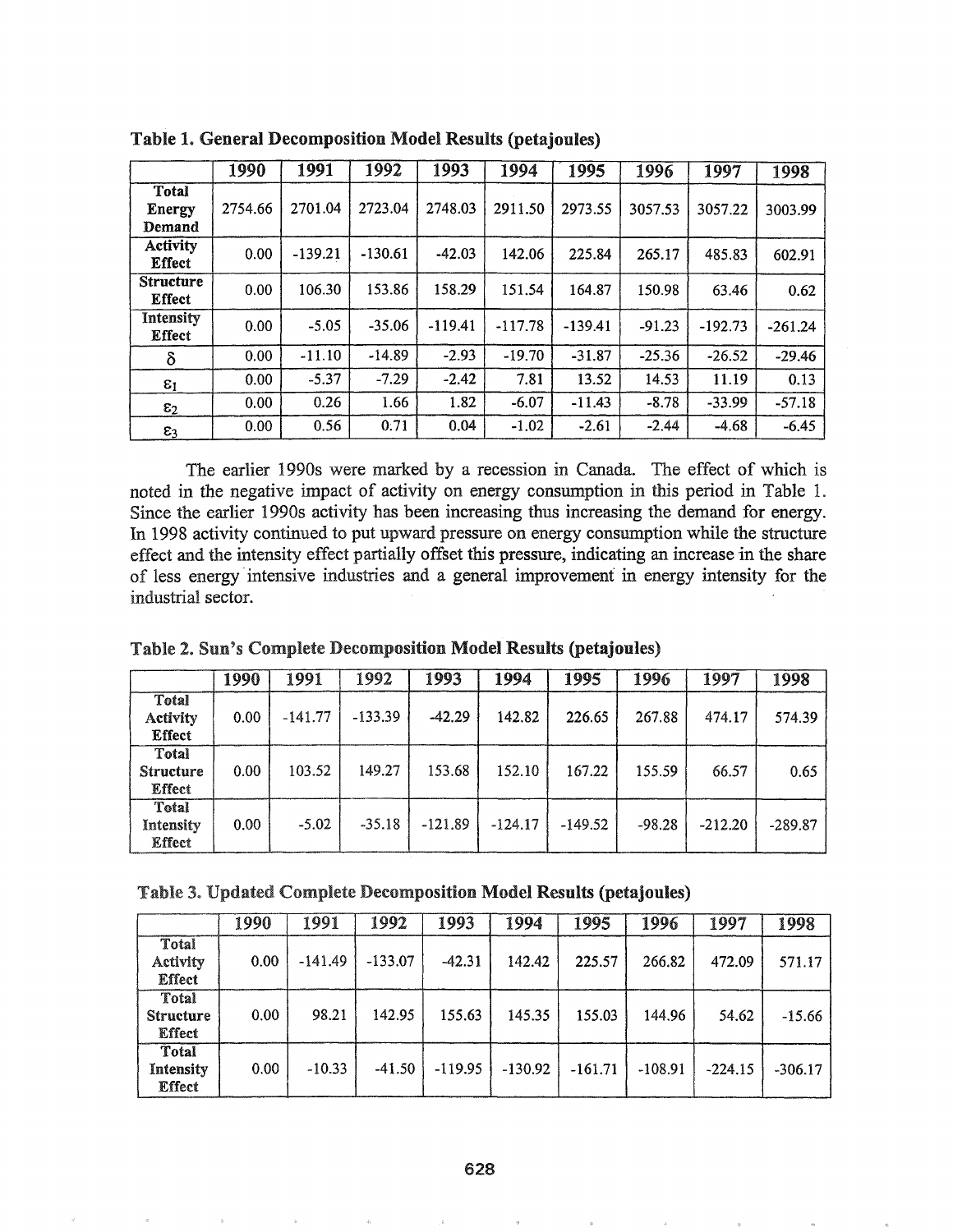**Table 1. General Decomposition Model Results (petajoules)**

| | 1990 | 1991 | 1992 | 1993 | 1994 | 1995 | 1996 | 1997 | 1998 |
|---|---|---|---|---|---|---|---|---|---|
| **Total Energy Demand** | 2754.66 | 2701.04 | 2723.04 | 2748.03 | 2911.50 | 2973.55 | 3057.53 | 3057.22 | 3003.99 |
| **Activity Effect** | 0.00 | -139.21 | -130.61 | -42.03 | 142.06 | 225.84 | 265.17 | 485.83 | 602.91 |
| **Structure Effect** | 0.00 | 106.30 | 153.86 | 158.29 | 151.54 | 164.87 | 150.98 | 63.46 | 0.62 |
| **Intensity Effect** | 0.00 | -5.05 | -35.06 | -119.41 | -117.78 | -139.41 | -91.23 | -192.73 | -261.24 |
| $\delta$ | 0.00 | -11.10 | -14.89 | -2.93 | -19.70 | -31.87 | -25.36 | -26.52 | -29.46 |
| $\varepsilon_1$ | 0.00 | -5.37 | -7.29 | -2.42 | 7.81 | 13.52 | 14.53 | 11.19 | 0.13 |
| $\varepsilon_2$ | 0.00 | 0.26 | 1.66 | 1.82 | -6.07 | -11.43 | -8.78 | -33.99 | -57.18 |
| $\varepsilon_3$ | 0.00 | 0.56 | 0.71 | 0.04 | -1.02 | -2.61 | -2.44 | -4.68 | -6.45 |

The earlier 1990s were marked by a recession in Canada. The effect of which is noted in the negative impact of activity on energy consumption in this period in Table 1. Since the earlier 1990s activity has been increasing thus increasing the demand for energy. In 1998 activity continued to put upward pressure on energy consumption while the structure effect and the intensity effect partially offset this pressure, indicating an increase in the share of less energy intensive industries and a general improvement in energy intensity for the industrial sector.

**Table 2. Sun's Complete Decomposition Model Results (petajoules)**

| | 1990 | 1991 | 1992 | 1993 | 1994 | 1995 | 1996 | 1997 | 1998 |
|---|---|---|---|---|---|---|---|---|---|
| **Total Activity Effect** | 0.00 | -141.77 | -133.39 | -42.29 | 142.82 | 226.65 | 267.88 | 474.17 | 574.39 |
| **Total Structure Effect** | 0.00 | 103.52 | 149.27 | 153.68 | 152.10 | 167.22 | 155.59 | 66.57 | 0.65 |
| **Total Intensity Effect** | 0.00 | -5.02 | -35.18 | -121.89 | -124.17 | -149.52 | -98.28 | -212.20 | -289.87 |

**Table 3. Updated Complete Decomposition Model Results (petajoules)**

| | 1990 | 1991 | 1992 | 1993 | 1994 | 1995 | 1996 | 1997 | 1998 |
|---|---|---|---|---|---|---|---|---|---|
| **Total Activity Effect** | 0.00 | -141.49 | -133.07 | -42.31 | 142.42 | 225.57 | 266.82 | 472.09 | 571.17 |
| **Total Structure Effect** | 0.00 | 98.21 | 142.95 | 155.63 | 145.35 | 155.03 | 144.96 | 54.62 | -15.66 |
| **Total Intensity Effect** | 0.00 | -10.33 | -41.50 | -119.95 | -130.92 | -161.71 | -108.91 | -224.15 | -306.17 |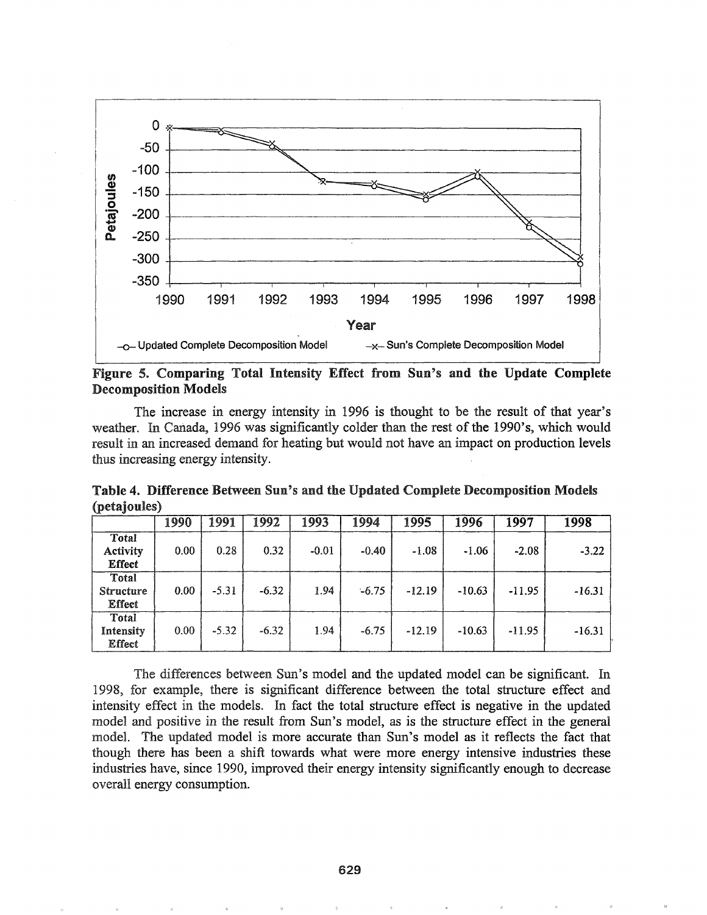**Figure 5. Comparing Total Intensity Effect from Sun's and the Update Complete Decomposition Models**

The increase in energy intensity in 1996 is thought to be the result of that year's weather. In Canada, 1996 was significantly colder than the rest of the 1990's, which would result in an increased demand for heating but would not have an impact on production levels thus increasing energy intensity.

**Table 4. Difference Between Sun's and the Updated Complete Decomposition Models (petajoules)**

| | 1990 | 1991 | 1992 | 1993 | 1994 | 1995 | 1996 | 1997 | 1998 |
|---|---|---|---|---|---|---|---|---|---|
| Total Activity Effect | 0.00 | 0.28 | 0.32 | -0.01 | -0.40 | -1.08 | -1.06 | -2.08 | -3.22 |
| Total Structure Effect | 0.00 | -5.31 | -6.32 | 1.94 | -6.75 | -12.19 | -10.63 | -11.95 | -16.31 |
| Total Intensity Effect | 0.00 | -5.32 | -6.32 | 1.94 | -6.75 | -12.19 | -10.63 | -11.95 | -16.31 |

The differences between Sun's model and the updated model can be significant. In 1998, for example, there is significant difference between the total structure effect and intensity effect in the models. In fact the total structure effect is negative in the updated model and positive in the result from Sun's model, as is the structure effect in the general model. The updated model is more accurate than Sun's model as it reflects the fact that though there has been a shift towards what were more energy intensive industries these industries have, since 1990, improved their energy intensity significantly enough to decrease overall energy consumption.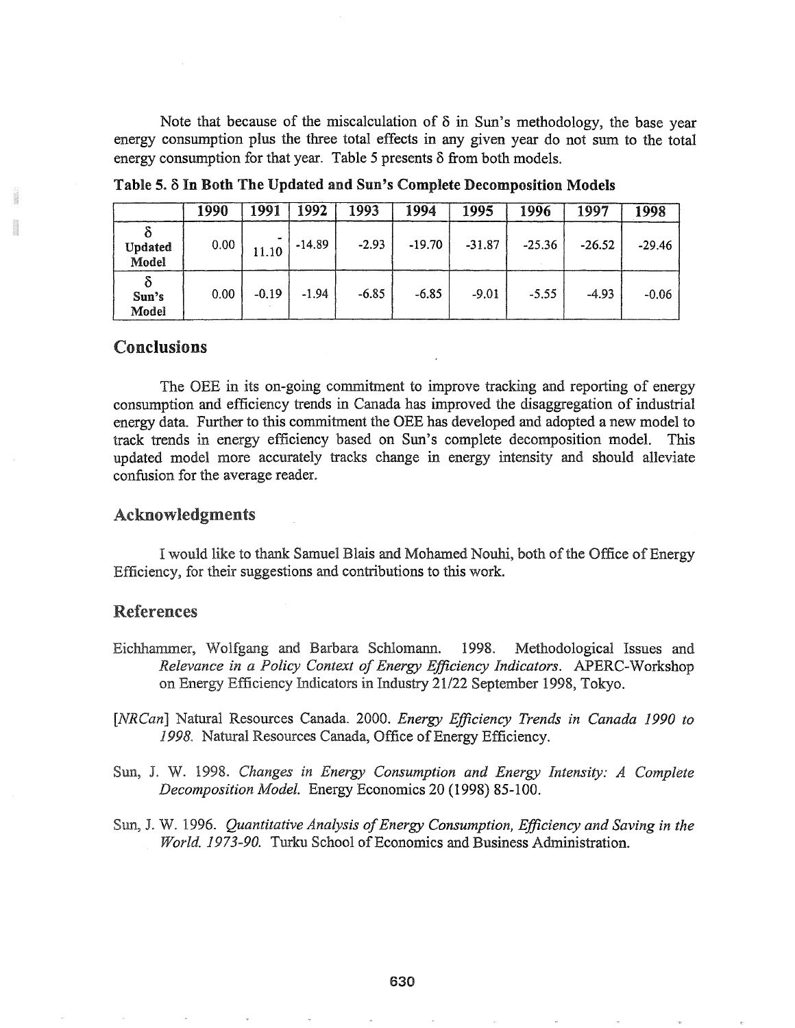Note that because of the miscalculation of $\delta$ in Sun's methodology, the base year energy consumption plus the three total effects in any given year do not sum to the total energy consumption for that year. Table 5 presents $\delta$ from both models.

**Table 5. $\delta$ In Both The Updated and Sun's Complete Decomposition Models**

| | 1990 | 1991 | 1992 | 1993 | 1994 | 1995 | 1996 | 1997 | 1998 |
|---|---|---|---|---|---|---|---|---|---|
| $\delta$ Updated Model | 0.00 | -11.10 | -14.89 | -2.93 | -19.70 | -31.87 | -25.36 | -26.52 | -29.46 |
| $\delta$ Sun's Model | 0.00 | -0.19 | -1.94 | -6.85 | -6.85 | -9.01 | -5.55 | -4.93 | -0.06 |

## Conclusions

The OEE in its on-going commitment to improve tracking and reporting of energy consumption and efficiency trends in Canada has improved the disaggregation of industrial energy data. Further to this commitment the OEE has developed and adopted a new model to track trends in energy efficiency based on Sun's complete decomposition model. This updated model more accurately tracks change in energy intensity and should alleviate confusion for the average reader.

## Acknowledgments

I would like to thank Samuel Blais and Mohamed Nouhi, both of the Office of Energy Efficiency, for their suggestions and contributions to this work.

## References

Eichhammer, Wolfgang and Barbara Schlomann. 1998. Methodological Issues and *Relevance in a Policy Context of Energy Efficiency Indicators*. APERC-Workshop on Energy Efficiency Indicators in Industry 21/22 September 1998, Tokyo.

[*NRCan*] Natural Resources Canada. 2000. *Energy Efficiency Trends in Canada 1990 to 1998*. Natural Resources Canada, Office of Energy Efficiency.

Sun, J. W. 1998. *Changes in Energy Consumption and Energy Intensity: A Complete Decomposition Model*. Energy Economics 20 (1998) 85-100.

Sun, J. W. 1996. *Quantitative Analysis of Energy Consumption, Efficiency and Saving in the World. 1973-90*. Turku School of Economics and Business Administration.